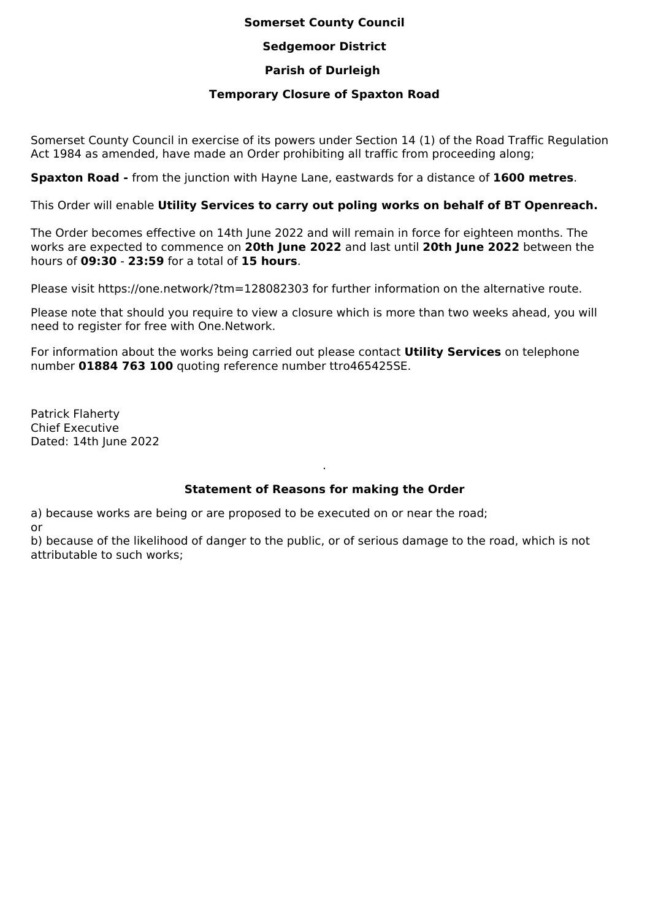**Somerset County Council**

**Sedgemoor District**

**Parish of Durleigh**

**Temporary Closure of Spaxton Road**

Somerset County Council in exercise of its powers under Section 14 (1) of the Road Traffic Regulation Act 1984 as amended, have made an Order prohibiting all traffic from proceeding along;

**Spaxton Road -** from the junction with Hayne Lane, eastwards for a distance of **1600 metres**.

This Order will enable **Utility Services to carry out poling works on behalf of BT Openreach.**

The Order becomes effective on 14th June 2022 and will remain in force for eighteen months. The works are expected to commence on **20th June 2022** and last until **20th June 2022** between the hours of **09:30** - **23:59** for a total of **15 hours**.

Please visit https://one.network/?tm=128082303 for further information on the alternative route.

Please note that should you require to view a closure which is more than two weeks ahead, you will need to register for free with One.Network.

For information about the works being carried out please contact **Utility Services** on telephone number **01884 763 100** quoting reference number ttro465425SE.

Patrick Flaherty
Chief Executive
Dated: 14th June 2022

.

**Statement of Reasons for making the Order**

a) because works are being or are proposed to be executed on or near the road;
or
b) because of the likelihood of danger to the public, or of serious damage to the road, which is not attributable to such works;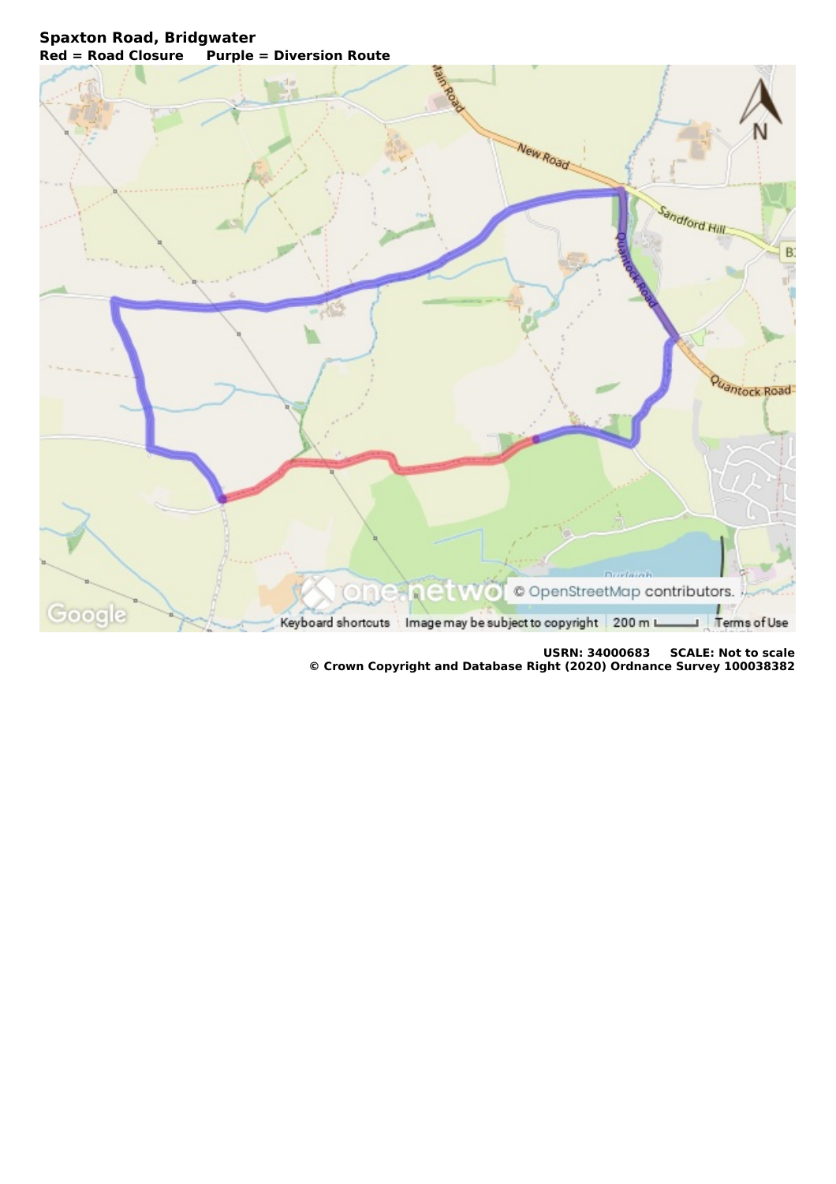**Spaxton Road, Bridgwater**

**Red = Road Closure     Purple = Diversion Route**

**USRN: 34000683     SCALE: Not to scale**

**© Crown Copyright and Database Right (2020) Ordnance Survey 100038382**